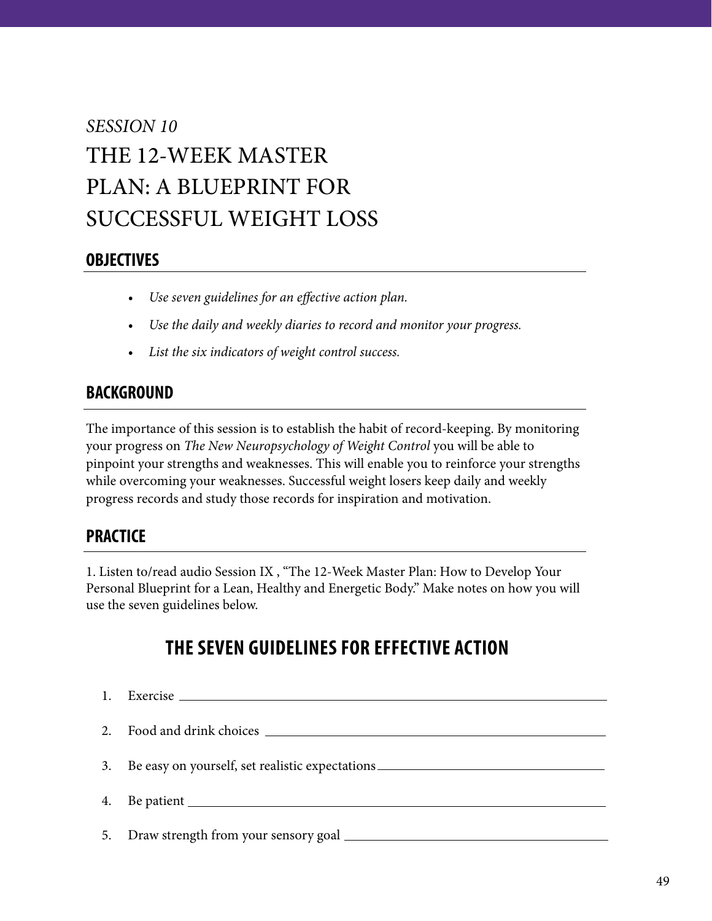*SESSION 10*

# THE 12-WEEK MASTER PLAN: A BLUEPRINT FOR SUCCESSFUL WEIGHT LOSS

## OBJECTIVES

- *Use seven guidelines for an effective action plan.*
- *Use the daily and weekly diaries to record and monitor your progress.*
- *List the six indicators of weight control success.*

## BACKGROUND

The importance of this session is to establish the habit of record-keeping. By monitoring your progress on *The New Neuropsychology of Weight Control* you will be able to pinpoint your strengths and weaknesses. This will enable you to reinforce your strengths while overcoming your weaknesses. Successful weight losers keep daily and weekly progress records and study those records for inspiration and motivation.

## PRACTICE

1. Listen to/read audio Session IX , "The 12-Week Master Plan: How to Develop Your Personal Blueprint for a Lean, Healthy and Energetic Body." Make notes on how you will use the seven guidelines below.

### THE SEVEN GUIDELINES FOR EFFECTIVE ACTION

1. Exercise ______________________________
2. Food and drink choices ______________________________
3. Be easy on yourself, set realistic expectations ______________________________
4. Be patient ______________________________
5. Draw strength from your sensory goal ______________________________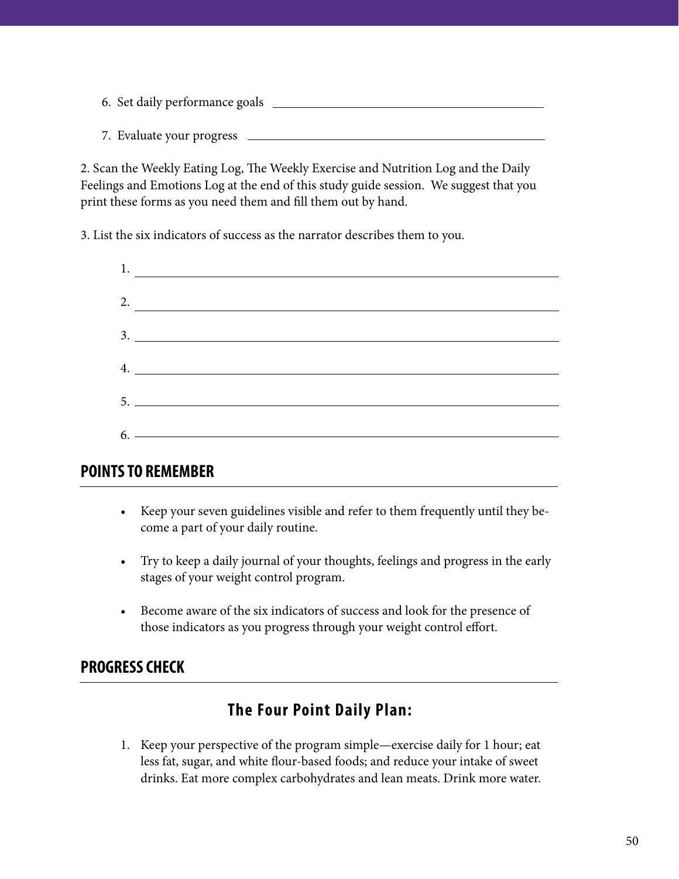6. Set daily performance goals ______________________________

7. Evaluate your progress ______________________________

2. Scan the Weekly Eating Log, The Weekly Exercise and Nutrition Log and the Daily Feelings and Emotions Log at the end of this study guide session. We suggest that you print these forms as you need them and fill them out by hand.

3. List the six indicators of success as the narrator describes them to you.

1. ______________________________

2. ______________________________

3. ______________________________

4. ______________________________

5. ______________________________

6. ______________________________

## POINTS TO REMEMBER

- Keep your seven guidelines visible and refer to them frequently until they become a part of your daily routine.
- Try to keep a daily journal of your thoughts, feelings and progress in the early stages of your weight control program.
- Become aware of the six indicators of success and look for the presence of those indicators as you progress through your weight control effort.

## PROGRESS CHECK

### The Four Point Daily Plan:

1. Keep your perspective of the program simple—exercise daily for 1 hour; eat less fat, sugar, and white flour-based foods; and reduce your intake of sweet drinks. Eat more complex carbohydrates and lean meats. Drink more water.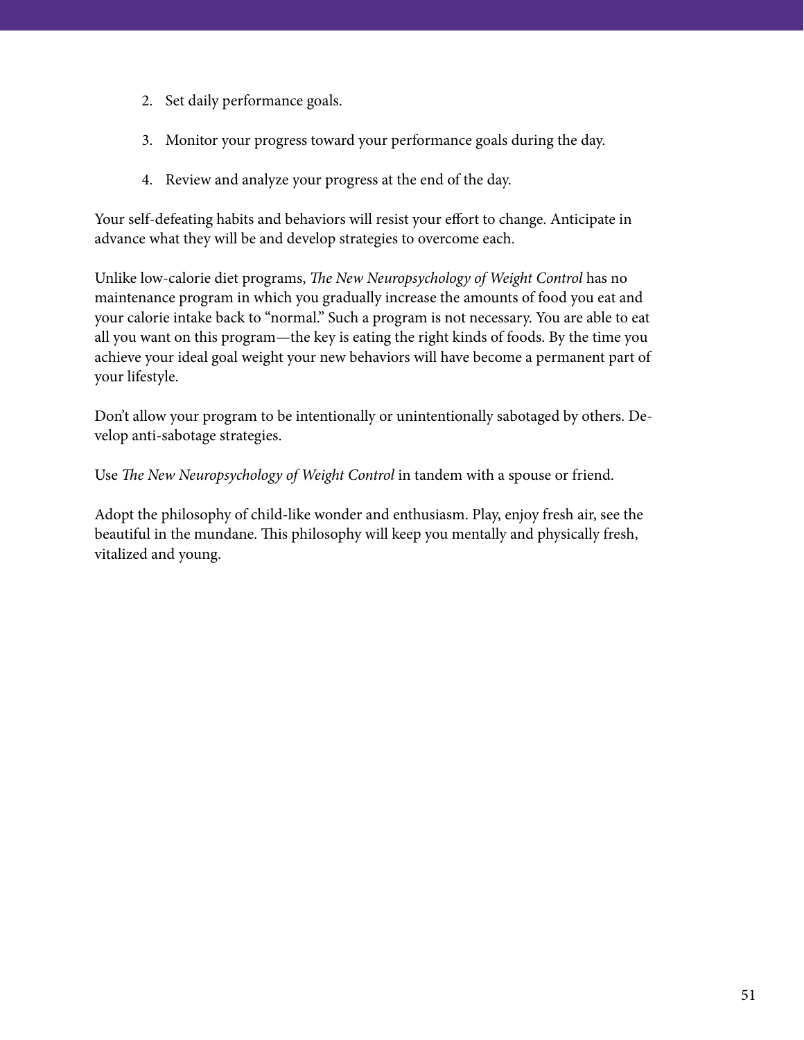2. Set daily performance goals.

3. Monitor your progress toward your performance goals during the day.

4. Review and analyze your progress at the end of the day.

Your self-defeating habits and behaviors will resist your effort to change. Anticipate in advance what they will be and develop strategies to overcome each.

Unlike low-calorie diet programs, *The New Neuropsychology of Weight Control* has no maintenance program in which you gradually increase the amounts of food you eat and your calorie intake back to "normal." Such a program is not necessary. You are able to eat all you want on this program—the key is eating the right kinds of foods. By the time you achieve your ideal goal weight your new behaviors will have become a permanent part of your lifestyle.

Don't allow your program to be intentionally or unintentionally sabotaged by others. Develop anti-sabotage strategies.

Use *The New Neuropsychology of Weight Control* in tandem with a spouse or friend.

Adopt the philosophy of child-like wonder and enthusiasm. Play, enjoy fresh air, see the beautiful in the mundane. This philosophy will keep you mentally and physically fresh, vitalized and young.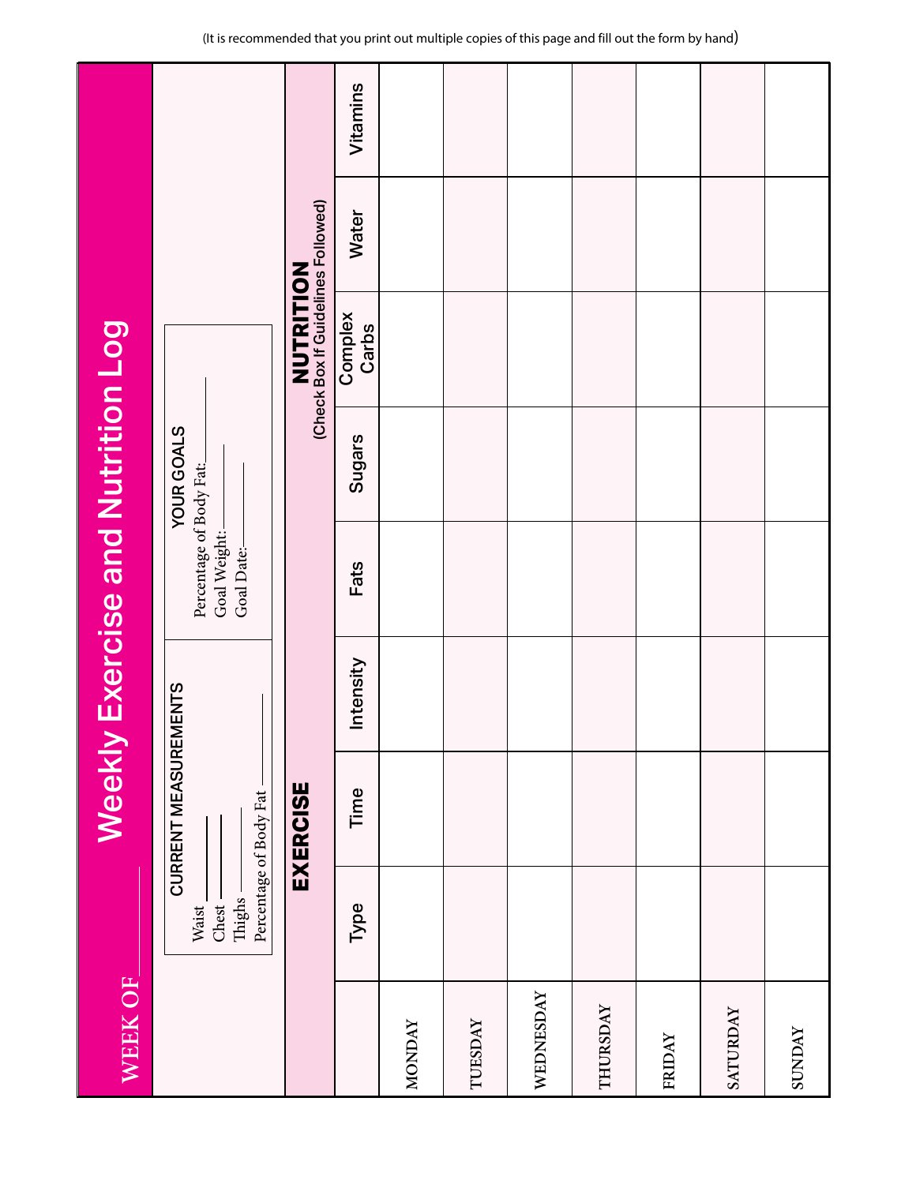(It is recommended that you print out multiple copies of this page and fill out the form by hand)

# Weekly Exercise and Nutrition Log

WEEK OF\_\_\_\_\_\_

**CURRENT MEASUREMENTS**

Waist \_\_\_\_\_\_
Chest \_\_\_\_\_\_
Thighs \_\_\_\_\_\_
Percentage of Body Fat \_\_\_\_\_\_

**YOUR GOALS**

Percentage of Body Fat: \_\_\_\_\_\_
Goal Weight: \_\_\_\_\_\_
Goal Date: \_\_\_\_\_\_

| | EXERCISE | | | NUTRITION (Check Box If Guidelines Followed) | | | | |
|---|---|---|---|---|---|---|---|---|
| | Type | Time | Intensity | Fats | Sugars | Complex Carbs | Water | Vitamins |
| MONDAY | | | | | | | | |
| TUESDAY | | | | | | | | |
| WEDNESDAY | | | | | | | | |
| THURSDAY | | | | | | | | |
| FRIDAY | | | | | | | | |
| SATURDAY | | | | | | | | |
| SUNDAY | | | | | | | | |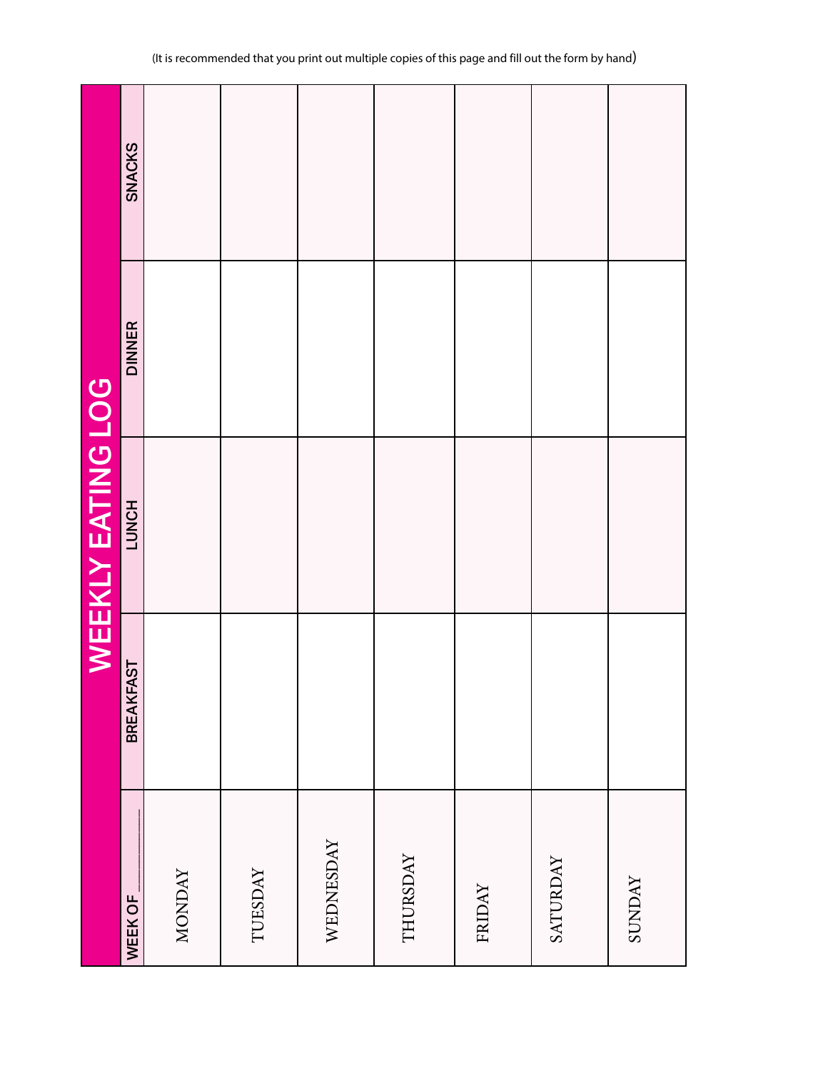(It is recommended that you print out multiple copies of this page and fill out the form by hand)

# WEEKLY EATING LOG

| WEEK OF ________ | BREAKFAST | LUNCH | DINNER | SNACKS |
| --- | --- | --- | --- | --- |
| MONDAY | | | | |
| TUESDAY | | | | |
| WEDNESDAY | | | | |
| THURSDAY | | | | |
| FRIDAY | | | | |
| SATURDAY | | | | |
| SUNDAY | | | | |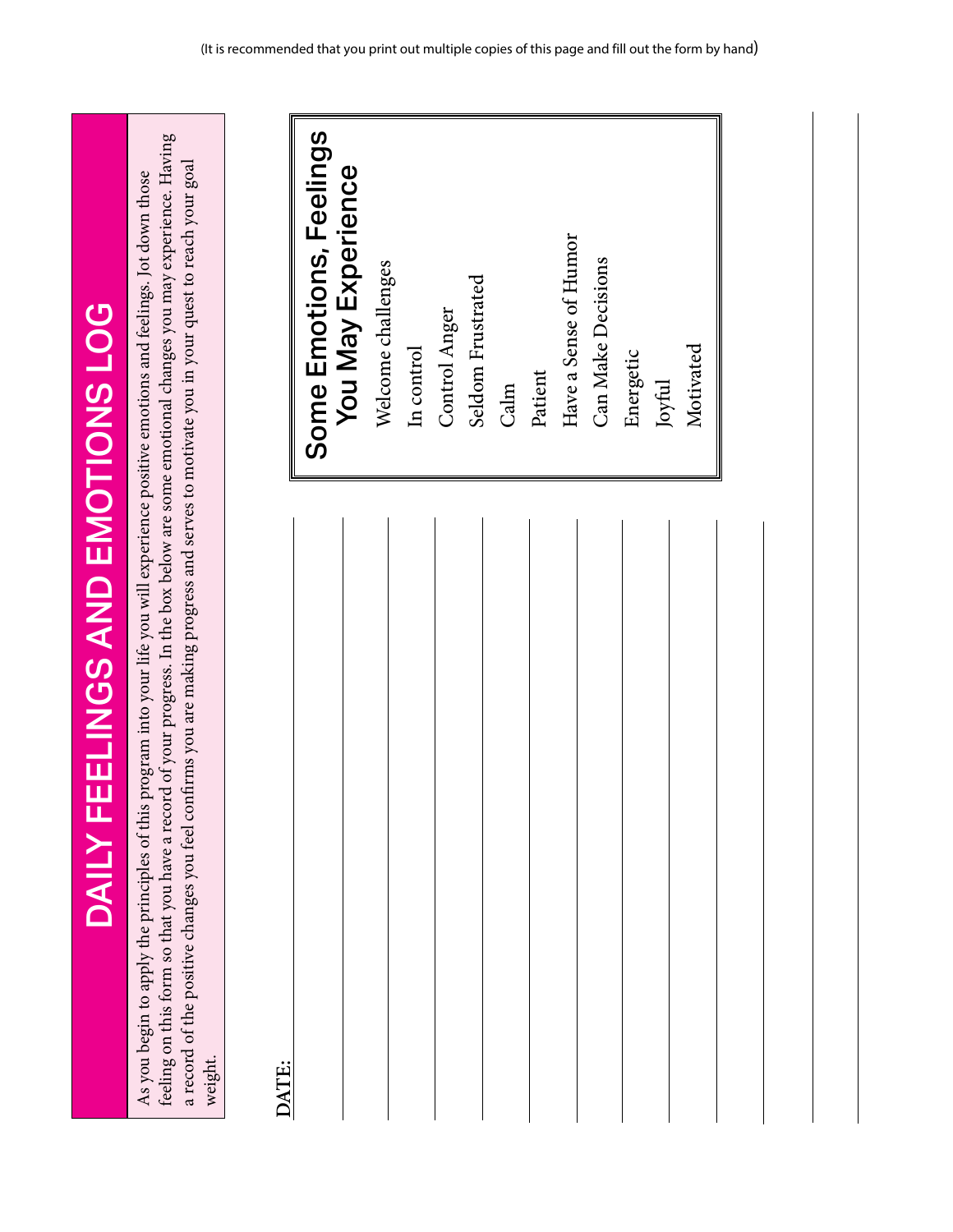(It is recommended that you print out multiple copies of this page and fill out the form by hand)

# DAILY FEELINGS AND EMOTIONS LOG

As you begin to apply the principles of this program into your life you will experience positive emotions and feelings. Jot down those feeling on this form so that you have a record of your progress. In the box below are some emotional changes you may experience. Having a record of the positive changes you feel confirms you are making progress and serves to motivate you in your quest to reach your goal weight.

**DATE:**

## Some Emotions, Feelings You May Experience

- Welcome challenges
- In control
- Control Anger
- Seldom Frustrated
- Calm
- Patient
- Have a Sense of Humor
- Can Make Decisions
- Energetic
- Joyful
- Motivated